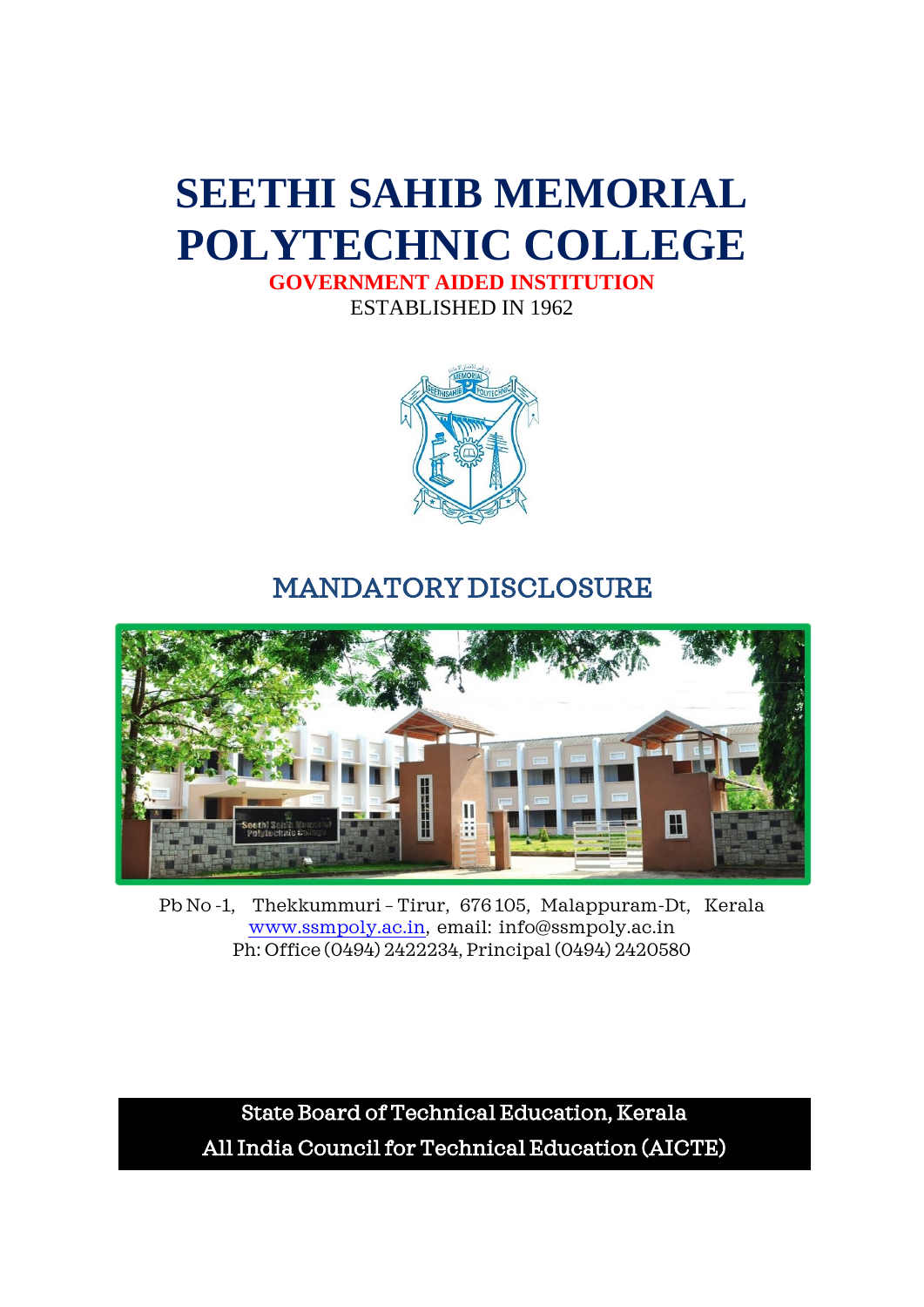# SEETHI SAHIB MEMORIAL POLYTECHNIC COLLEGE

**GOVERNMENT AIDED INSTITUTION**

ESTABLISHED IN 1962

## MANDATORY DISCLOSURE

Pb No -1, Thekkummuri – Tirur, 676 105, Malappuram-Dt, Kerala
www.ssmpoly.ac.in, email: info@ssmpoly.ac.in
Ph: Office (0494) 2422234, Principal (0494) 2420580

State Board of Technical Education, Kerala
All India Council for Technical Education (AICTE)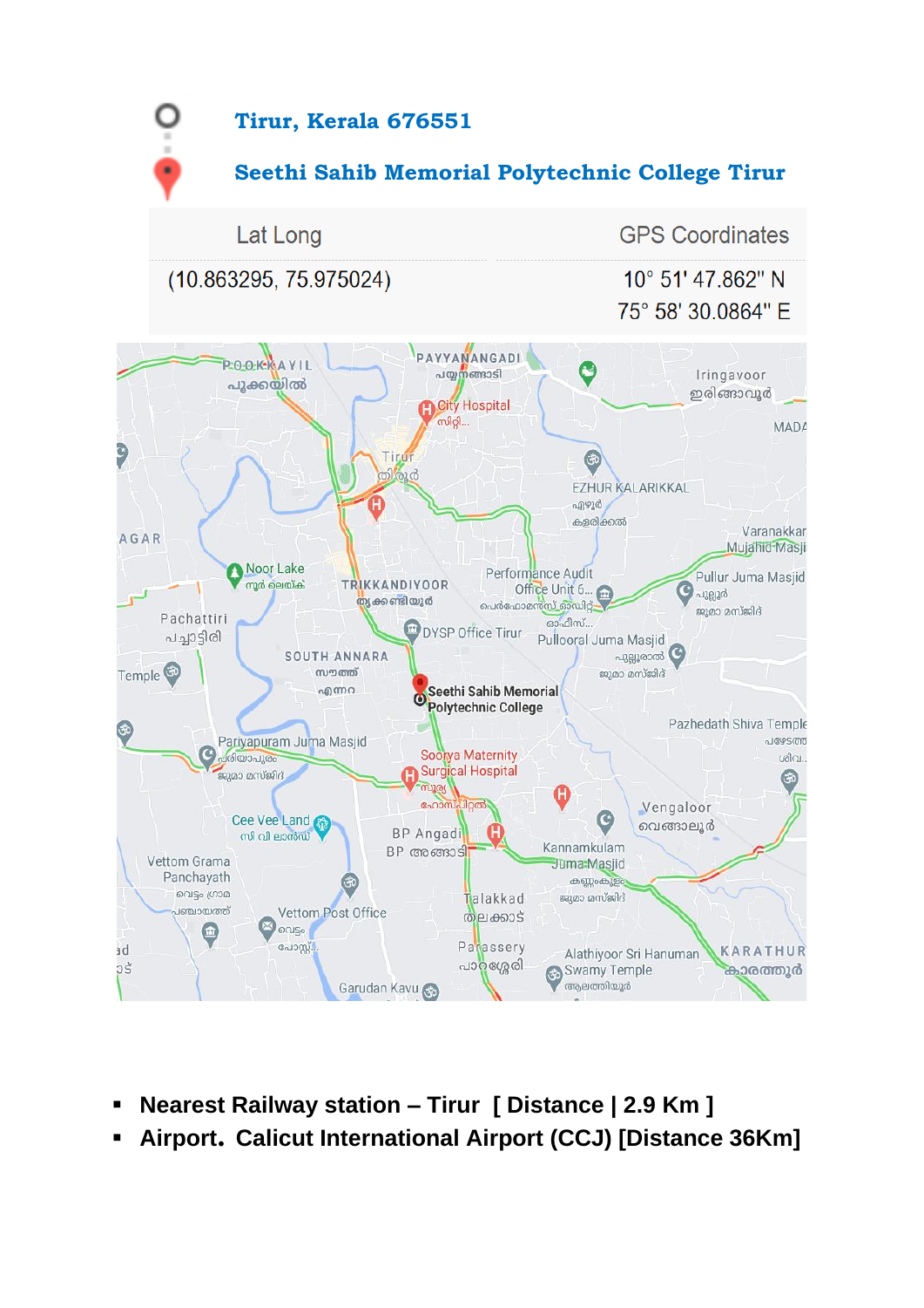**Tirur, Kerala 676551**

**Seethi Sahib Memorial Polytechnic College Tirur**

| Lat Long | GPS Coordinates |
|---|---|
| (10.863295, 75.975024) | 10° 51' 47.862" N<br>75° 58' 30.0864" E |

- **Nearest Railway station – Tirur [ Distance | 2.9 Km ]**
- **Airport. Calicut International Airport (CCJ) [Distance 36Km]**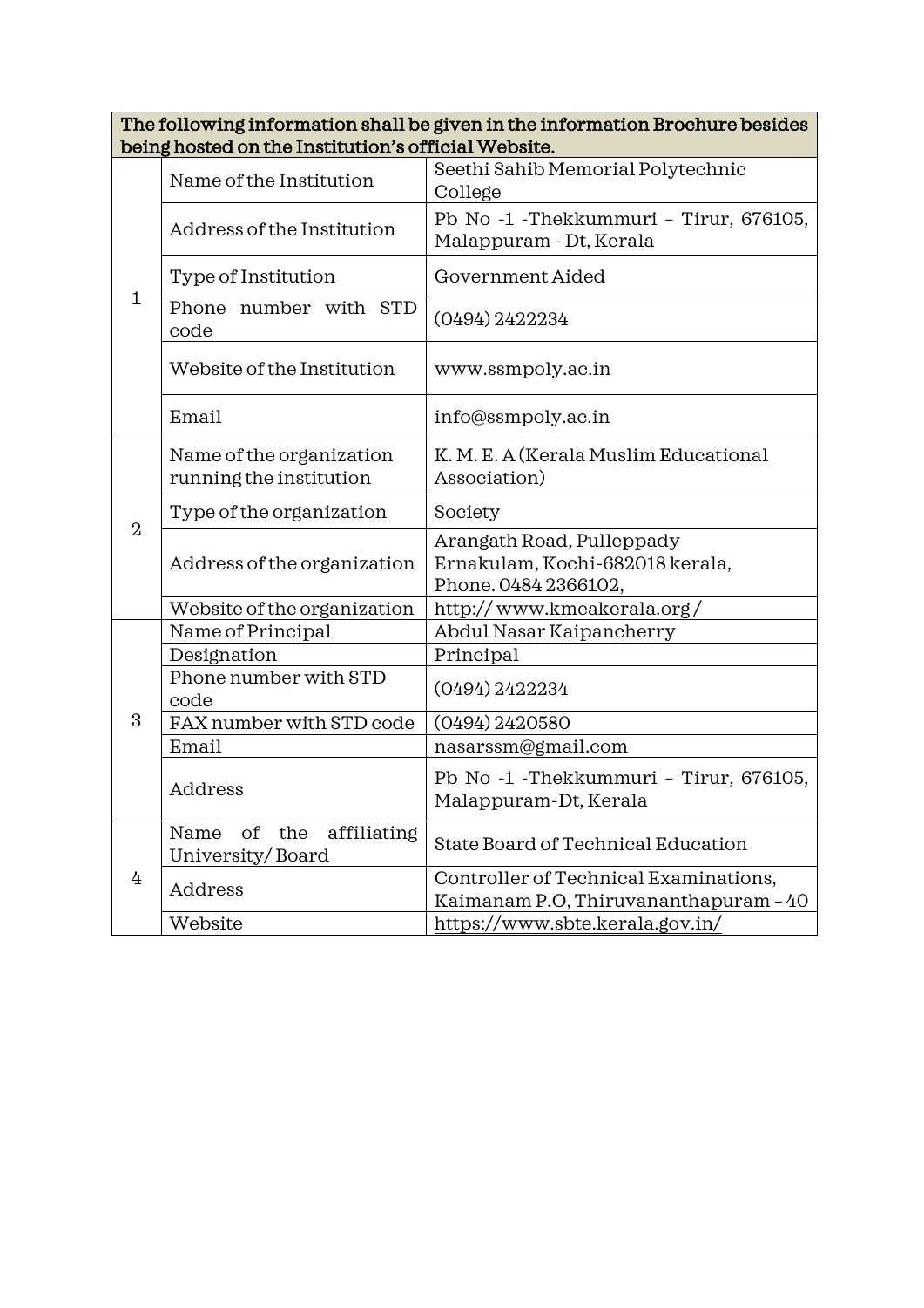| The following information shall be given in the information Brochure besides being hosted on the Institution's official Website. | | |
|---|---|---|
| 1 | Name of the Institution | Seethi Sahib Memorial Polytechnic College |
| | Address of the Institution | Pb No -1 -Thekkummuri – Tirur, 676105, Malappuram - Dt, Kerala |
| | Type of Institution | Government Aided |
| | Phone number with STD code | (0494) 2422234 |
| | Website of the Institution | www.ssmpoly.ac.in |
| | Email | info@ssmpoly.ac.in |
| 2 | Name of the organization running the institution | K. M. E. A (Kerala Muslim Educational Association) |
| | Type of the organization | Society |
| | Address of the organization | Arangath Road, Pulleppady Ernakulam, Kochi-682018 kerala, Phone. 0484 2366102, |
| | Website of the organization | http:// www.kmeakerala.org / |
| 3 | Name of Principal | Abdul Nasar Kaipancherry |
| | Designation | Principal |
| | Phone number with STD code | (0494) 2422234 |
| | FAX number with STD code | (0494) 2420580 |
| | Email | nasarssm@gmail.com |
| | Address | Pb No -1 -Thekkummuri – Tirur, 676105, Malappuram-Dt, Kerala |
| 4 | Name of the affiliating University/ Board | State Board of Technical Education |
| | Address | Controller of Technical Examinations, Kaimanam P.O, Thiruvananthapuram – 40 |
| | Website | https://www.sbte.kerala.gov.in/ |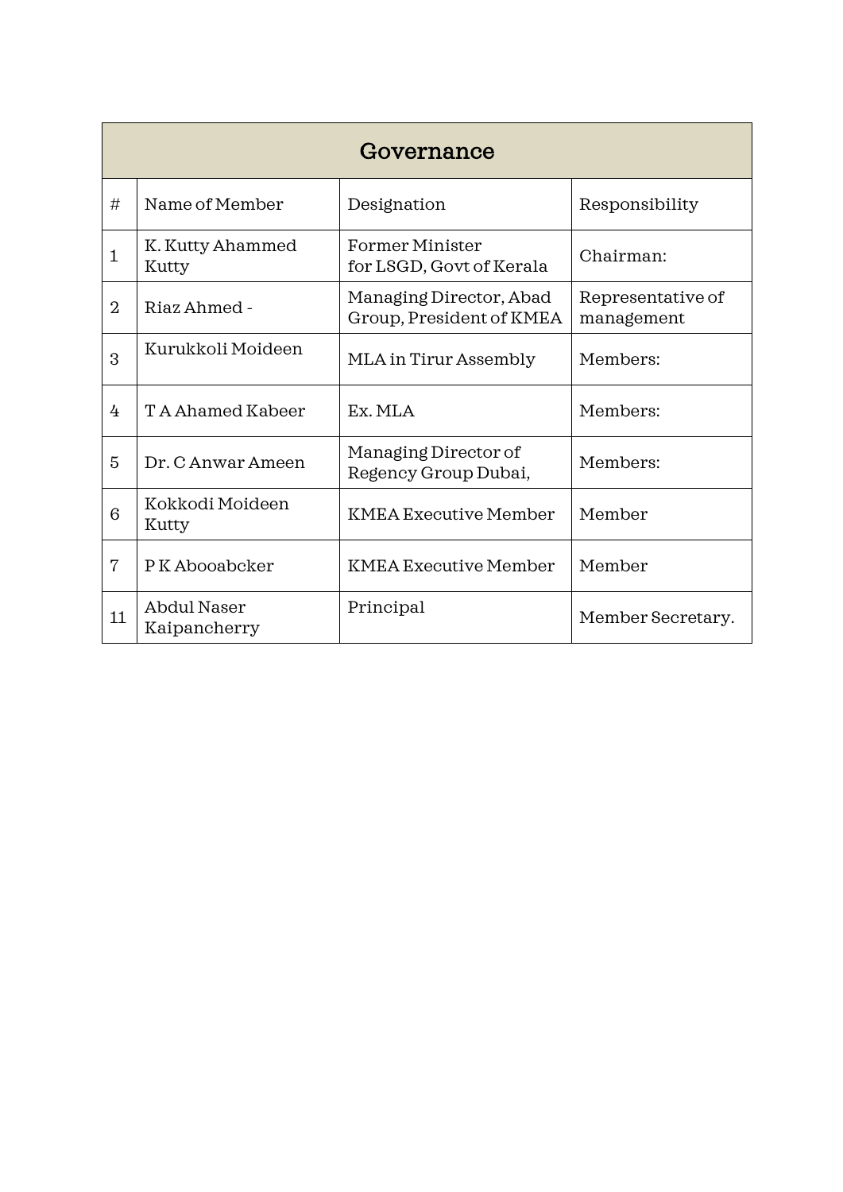| Governance | | | |
|---|---|---|---|
| # | Name of Member | Designation | Responsibility |
| 1 | K. Kutty Ahammed Kutty | Former Minister for LSGD, Govt of Kerala | Chairman: |
| 2 | Riaz Ahmed - | Managing Director, Abad Group, President of KMEA | Representative of management |
| 3 | Kurukkoli Moideen | MLA in Tirur Assembly | Members: |
| 4 | T A Ahamed Kabeer | Ex. MLA | Members: |
| 5 | Dr. C Anwar Ameen | Managing Director of Regency Group Dubai, | Members: |
| 6 | Kokkodi Moideen Kutty | KMEA Executive Member | Member |
| 7 | P K Abooabcker | KMEA Executive Member | Member |
| 11 | Abdul Naser Kaipancherry | Principal | Member Secretary. |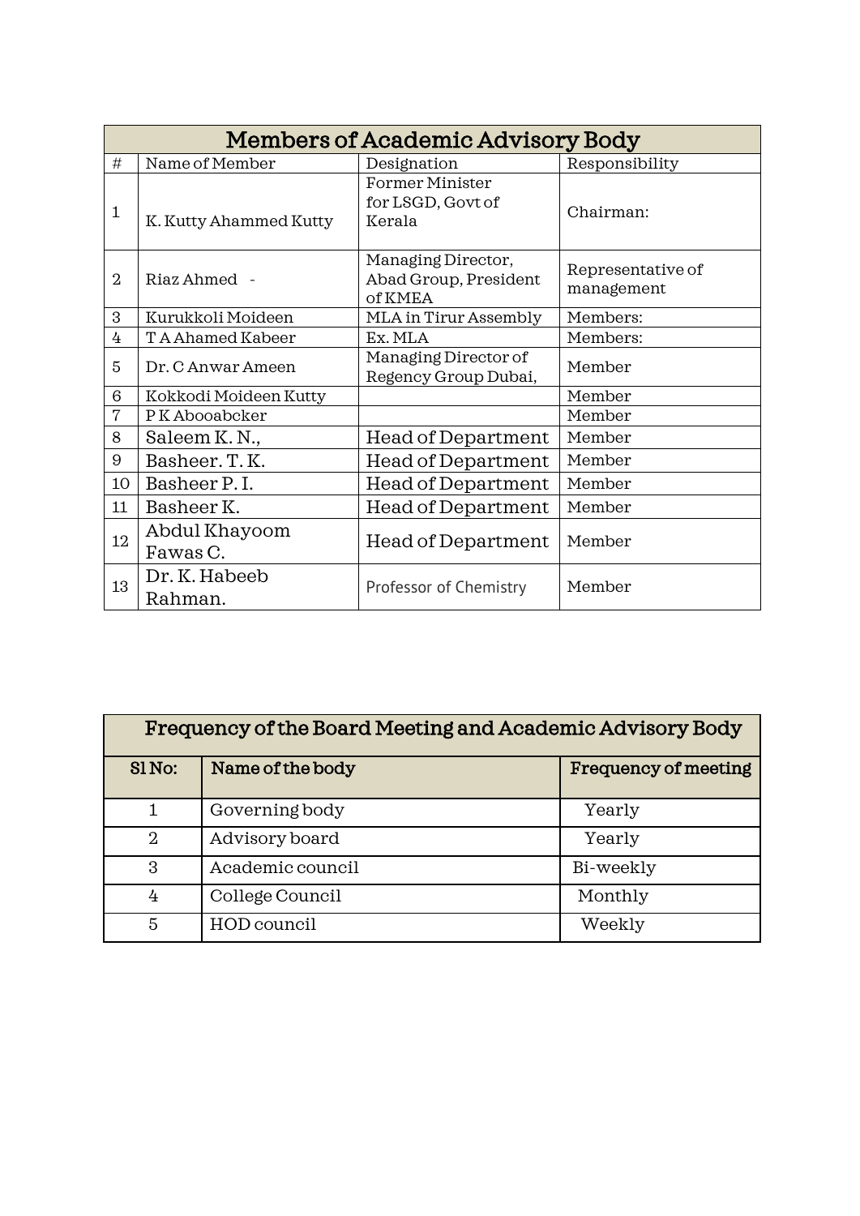| Members of Academic Advisory Body | | | |
|---|---|---|---|
| # | Name of Member | Designation | Responsibility |
| 1 | K. Kutty Ahammed Kutty | Former Minister for LSGD, Govt of Kerala | Chairman: |
| 2 | Riaz Ahmed - | Managing Director, Abad Group, President of KMEA | Representative of management |
| 3 | Kurukkoli Moideen | MLA in Tirur Assembly | Members: |
| 4 | T A Ahamed Kabeer | Ex. MLA | Members: |
| 5 | Dr. C Anwar Ameen | Managing Director of Regency Group Dubai, | Member |
| 6 | Kokkodi Moideen Kutty | | Member |
| 7 | P K Abooabcker | | Member |
| 8 | Saleem K. N., | Head of Department | Member |
| 9 | Basheer. T. K. | Head of Department | Member |
| 10 | Basheer P. I. | Head of Department | Member |
| 11 | Basheer K. | Head of Department | Member |
| 12 | Abdul Khayoom Fawas C. | Head of Department | Member |
| 13 | Dr. K. Habeeb Rahman. | Professor of Chemistry | Member |

| Frequency of the Board Meeting and Academic Advisory Body | | |
|---|---|---|
| **Sl No:** | **Name of the body** | **Frequency of meeting** |
| 1 | Governing body | Yearly |
| 2 | Advisory board | Yearly |
| 3 | Academic council | Bi-weekly |
| 4 | College Council | Monthly |
| 5 | HOD council | Weekly |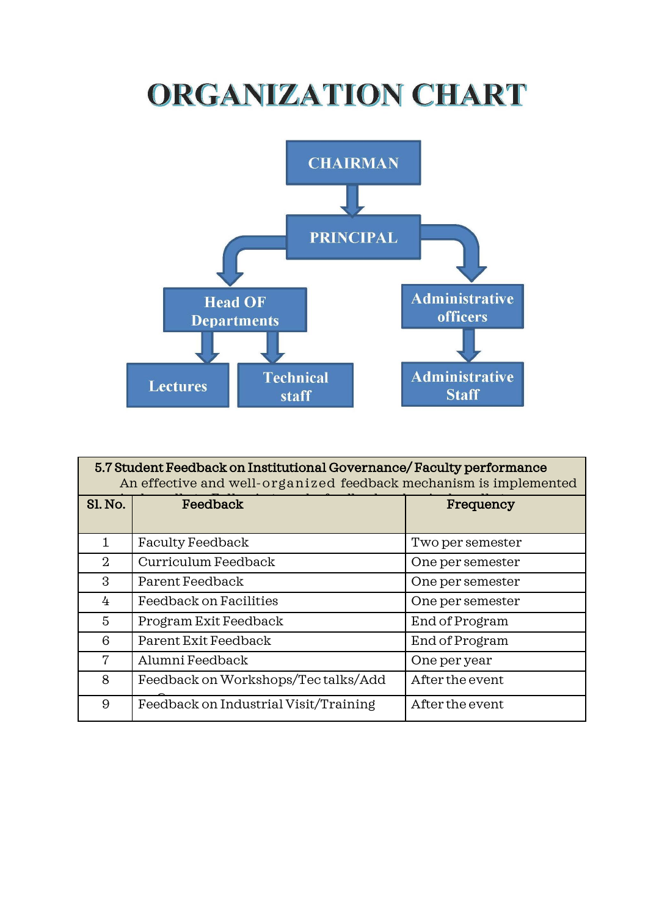# ORGANIZATION CHART

CHAIRMAN

PRINCIPAL

Head OF Departments

Administrative officers

Lectures

Technical staff

Administrative Staff

| 5.7 Student Feedback on Institutional Governance/ Faculty performance<br>An effective and well-organized feedback mechanism is implemented | | |
|---|---|---|
| **Sl. No.** | **Feedback** | **Frequency** |
| 1 | Faculty Feedback | Two per semester |
| 2 | Curriculum Feedback | One per semester |
| 3 | Parent Feedback | One per semester |
| 4 | Feedback on Facilities | One per semester |
| 5 | Program Exit Feedback | End of Program |
| 6 | Parent Exit Feedback | End of Program |
| 7 | Alumni Feedback | One per year |
| 8 | Feedback on Workshops/Tec talks/Add | After the event |
| 9 | Feedback on Industrial Visit/Training | After the event |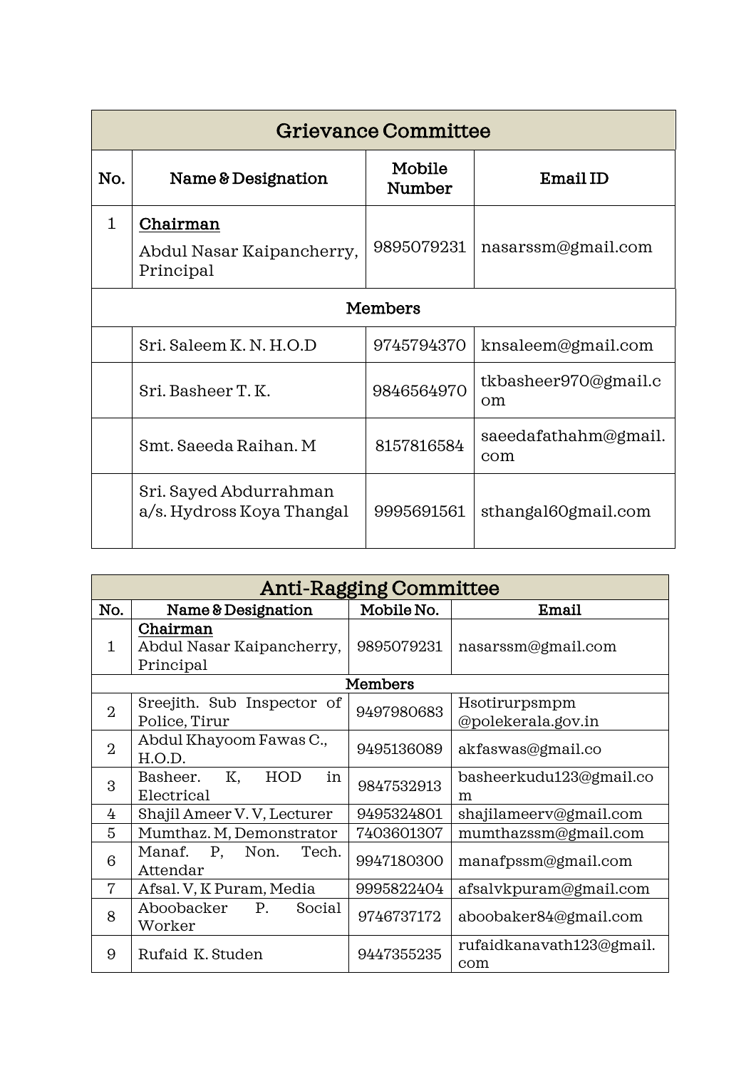| Grievance Committee | | | |
|---|---|---|---|
| No. | Name & Design­ation | Mobile Number | Email ID |
| 1 | **Chairman** Abdul Nasar Kaipancherry, Principal | 9895079231 | nasarssm@gmail.com |
| | **Members** | | |
| | Sri. Saleem K. N. H.O.D | 9745794370 | knsaleem@gmail.com |
| | Sri. Basheer T. K. | 9846564970 | tkbasheer970@gmail.com |
| | Smt. Saeeda Raihan. M | 8157816584 | saeedafathahm@gmail.com |
| | Sri. Sayed Abdurrahman a/s. Hydross Koya Thangal | 9995691561 | sthangal60gmail.com |

| Anti-Ragging Committee | | | |
|---|---|---|---|
| No. | Name & Designation | Mobile No. | Email |
| 1 | **Chairman** Abdul Nasar Kaipancherry, Principal | 9895079231 | nasarssm@gmail.com |
| | **Members** | | |
| 2 | Sreejith. Sub Inspector of Police, Tirur | 9497980683 | Hsotirurpsmpm @polekerala.gov.in |
| 2 | Abdul Khayoom Fawas C., H.O.D. | 9495136089 | akfaswas@gmail.co |
| 3 | Basheer. K, HOD in Electrical | 9847532913 | basheerkudu123@gmail.com |
| 4 | Shajil Ameer V. V, Lecturer | 9495324801 | shajilameerv@gmail.com |
| 5 | Mumthaz. M, Demonstrator | 7403601307 | mumthazssm@gmail.com |
| 6 | Manaf. P, Non. Tech. Attendar | 9947180300 | manafpssm@gmail.com |
| 7 | Afsal. V, K Puram, Media | 9995822404 | afsalvkpuram@gmail.com |
| 8 | Aboobacker P. Social Worker | 9746737172 | aboobaker84@gmail.com |
| 9 | Rufaid K. Studen | 9447355235 | rufaidkanavath123@gmail.com |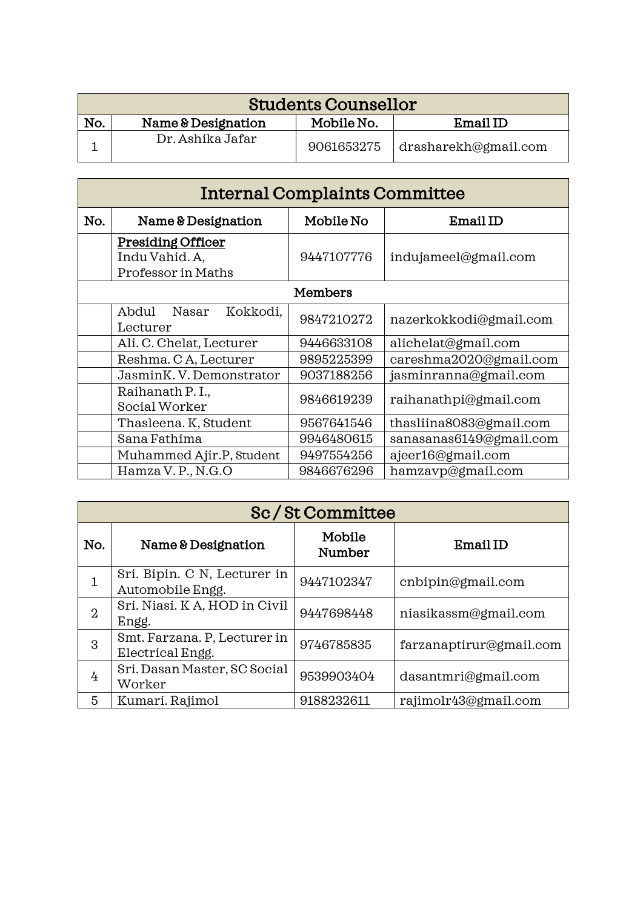| Students Counsellor | | | |
|---|---|---|---|
| No. | Name & Designation | Mobile No. | Email ID |
| 1 | Dr. Ashika Jafar | 9061653275 | drasharekh@gmail.com |

| Internal Complaints Committee | | | |
|---|---|---|---|
| No. | Name & Designation | Mobile No | Email ID |
| | **Presiding Officer** Indu Vahid. A, Professor in Maths | 9447107776 | indujameel@gmail.com |
| | **Members** | | |
| | Abdul Nasar Kokkodi, Lecturer | 9847210272 | nazerkokkodi@gmail.com |
| | Ali. C. Chelat, Lecturer | 9446633108 | alichelat@gmail.com |
| | Reshma. C A, Lecturer | 9895225399 | careshma2020@gmail.com |
| | JasminK. V. Demonstrator | 9037188256 | jasminranna@gmail.com |
| | Raihanath P. I., Social Worker | 9846619239 | raihanathpi@gmail.com |
| | Thasleena. K, Student | 9567641546 | thasliina8083@gmail.com |
| | Sana Fathima | 9946480615 | sanasanas6149@gmail.com |
| | Muhammed Ajir.P, Student | 9497554256 | ajeer16@gmail.com |
| | Hamza V. P., N.G.O | 9846676296 | hamzavp@gmail.com |

| Sc / St Committee | | | |
|---|---|---|---|
| No. | Name & Designation | Mobile Number | Email ID |
| 1 | Sri. Bipin. C N, Lecturer in Automobile Engg. | 9447102347 | cnbipin@gmail.com |
| 2 | Sri. Niasi. K A, HOD in Civil Engg. | 9447698448 | niasikassm@gmail.com |
| 3 | Smt. Farzana. P, Lecturer in Electrical Engg. | 9746785835 | farzanaptirur@gmail.com |
| 4 | Sri. Dasan Master, SC Social Worker | 9539903404 | dasantmri@gmail.com |
| 5 | Kumari. Rajimol | 9188232611 | rajimolr43@gmail.com |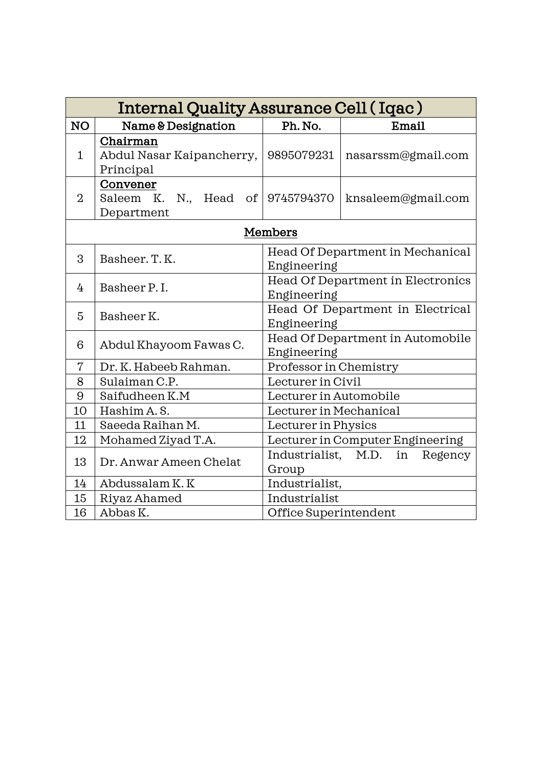| Internal Quality Assurance Cell ( Iqac ) | | | |
|---|---|---|---|
| NO | Name & Designation | Ph. No. | Email |
| 1 | **Chairman** Abdul Nasar Kaipancherry, Principal | 9895079231 | nasarssm@gmail.com |
| 2 | **Convener** Saleem K. N., Head of Department | 9745794370 | knsaleem@gmail.com |
| | **Members** | | |
| 3 | Basheer. T. K. | Head Of Department in Mechanical Engineering | |
| 4 | Basheer P. I. | Head Of Department in Electronics Engineering | |
| 5 | Basheer K. | Head Of Department in Electrical Engineering | |
| 6 | Abdul Khayoom Fawas C. | Head Of Department in Automobile Engineering | |
| 7 | Dr. K. Habeeb Rahman. | Professor in Chemistry | |
| 8 | Sulaiman C.P. | Lecturer in Civil | |
| 9 | Saifudheen K.M | Lecturer in Automobile | |
| 10 | Hashim A. S. | Lecturer in Mechanical | |
| 11 | Saeeda Raihan M. | Lecturer in Physics | |
| 12 | Mohamed Ziyad T.A. | Lecturer in Computer Engineering | |
| 13 | Dr. Anwar Ameen Chelat | Industrialist, M.D. in Regency Group | |
| 14 | Abdussalam K. K | Industrialist, | |
| 15 | Riyaz Ahamed | Industrialist | |
| 16 | Abbas K. | Office Superintendent | |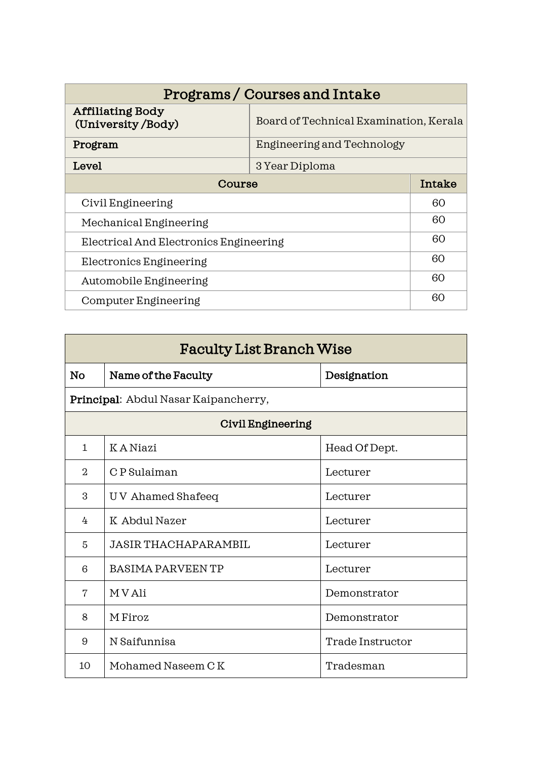| Programs / Courses and Intake | |
|---|---|
| **Affiliating Body (University /Body)** | Board of Technical Examination, Kerala |
| **Program** | Engineering and Technology |
| **Level** | 3 Year Diploma |
| **Course** | **Intake** |
| Civil Engineering | 60 |
| Mechanical Engineering | 60 |
| Electrical And Electronics Engineering | 60 |
| Electronics Engineering | 60 |
| Automobile Engineering | 60 |
| Computer Engineering | 60 |

## Faculty List Branch Wise

| No | Name of the Faculty | Designation |
|---|---|---|
| **Principal**: Abdul Nasar Kaipancherry, | | |
| **Civil Engineering** | | |
| 1 | K A Niazi | Head Of Dept. |
| 2 | C P Sulaiman | Lecturer |
| 3 | U V Ahamed Shafeeq | Lecturer |
| 4 | K Abdul Nazer | Lecturer |
| 5 | JASIR THACHAPARAMBIL | Lecturer |
| 6 | BASIMA PARVEEN TP | Lecturer |
| 7 | M V Ali | Demonstrator |
| 8 | M Firoz | Demonstrator |
| 9 | N Saifunnisa | Trade Instructor |
| 10 | Mohamed Naseem C K | Tradesman |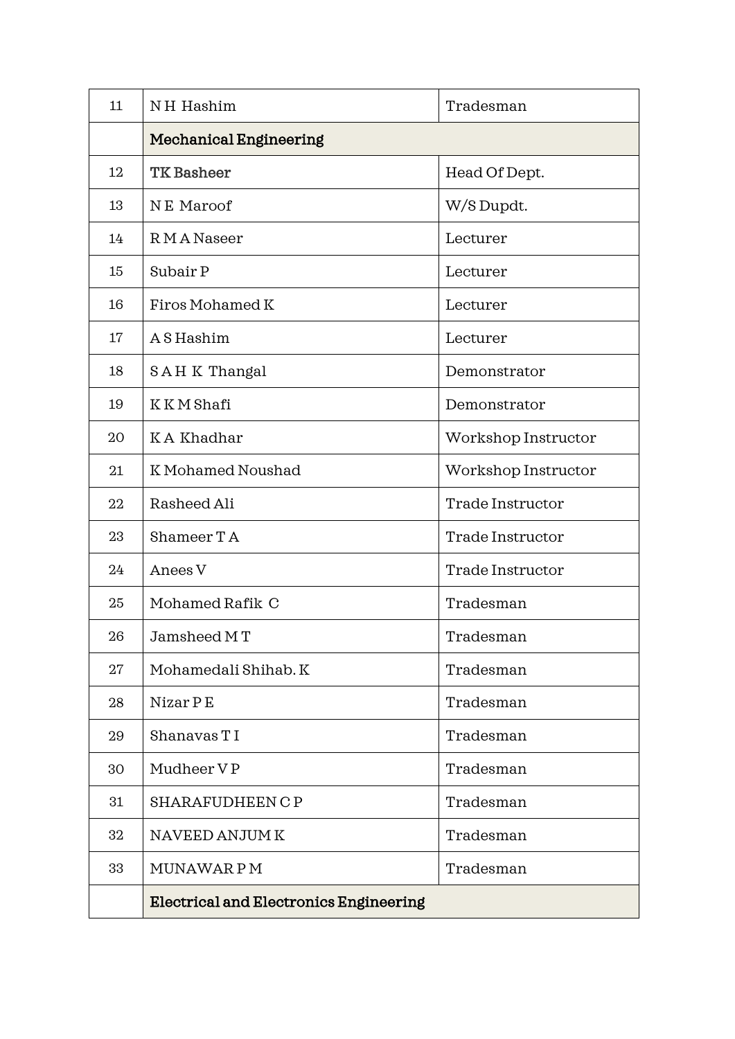| 11 | N H  Hashim | Tradesman |
|---|---|---|
| | **Mechanical Engineering** | |
| 12 | **TK Basheer** | Head Of Dept. |
| 13 | N E  Maroof | W/S Dupdt. |
| 14 | R M A Naseer | Lecturer |
| 15 | Subair P | Lecturer |
| 16 | Firos Mohamed K | Lecturer |
| 17 | A S Hashim | Lecturer |
| 18 | S A H  K  Thangal | Demonstrator |
| 19 | K K M Shafi | Demonstrator |
| 20 | K A  Khadhar | Workshop Instructor |
| 21 | K Mohamed Noushad | Workshop Instructor |
| 22 | Rasheed Ali | Trade Instructor |
| 23 | Shameer T A | Trade Instructor |
| 24 | Anees V | Trade Instructor |
| 25 | Mohamed Rafik  C | Tradesman |
| 26 | Jamsheed M T | Tradesman |
| 27 | Mohamedali Shihab. K | Tradesman |
| 28 | Nizar P E | Tradesman |
| 29 | Shanavas T I | Tradesman |
| 30 | Mudheer V P | Tradesman |
| 31 | SHARAFUDHEEN C P | Tradesman |
| 32 | NAVEED ANJUM K | Tradesman |
| 33 | MUNAWAR P M | Tradesman |
| | **Electrical and Electronics Engineering** | |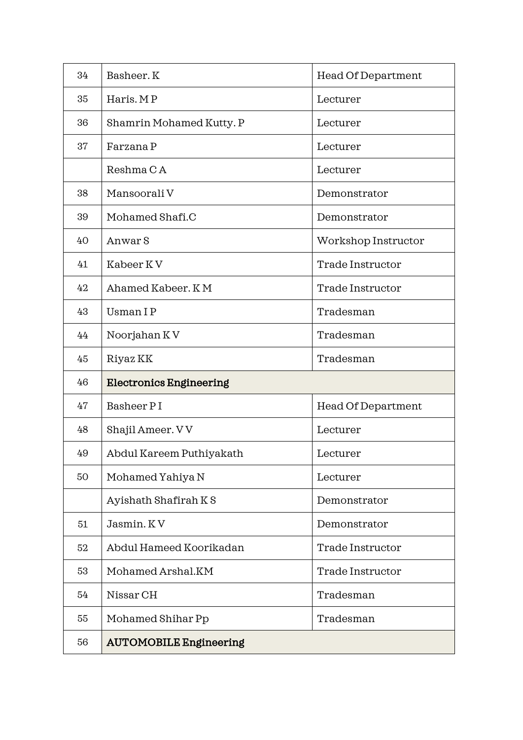| 34 | Basheer. K | Head Of Department |
|---|---|---|
| 35 | Haris. M P | Lecturer |
| 36 | Shamrin Mohamed Kutty. P | Lecturer |
| 37 | Farzana P | Lecturer |
| | Reshma C A | Lecturer |
| 38 | Mansoorali V | Demonstrator |
| 39 | Mohamed Shafi.C | Demonstrator |
| 40 | Anwar S | Workshop Instructor |
| 41 | Kabeer K V | Trade Instructor |
| 42 | Ahamed Kabeer. K M | Trade Instructor |
| 43 | Usman I P | Tradesman |
| 44 | Noorjahan K V | Tradesman |
| 45 | Riyaz KK | Tradesman |
| 46 | **Electronics Engineering** | |
| 47 | Basheer P I | Head Of Department |
| 48 | Shajil Ameer. V V | Lecturer |
| 49 | Abdul Kareem Puthiyakath | Lecturer |
| 50 | Mohamed Yahiya N | Lecturer |
| | Ayishath Shafirah K S | Demonstrator |
| 51 | Jasmin. K V | Demonstrator |
| 52 | Abdul Hameed Koorikadan | Trade Instructor |
| 53 | Mohamed Arshal.KM | Trade Instructor |
| 54 | Nissar CH | Tradesman |
| 55 | Mohamed Shihar Pp | Tradesman |
| 56 | **AUTOMOBILE Engineering** | |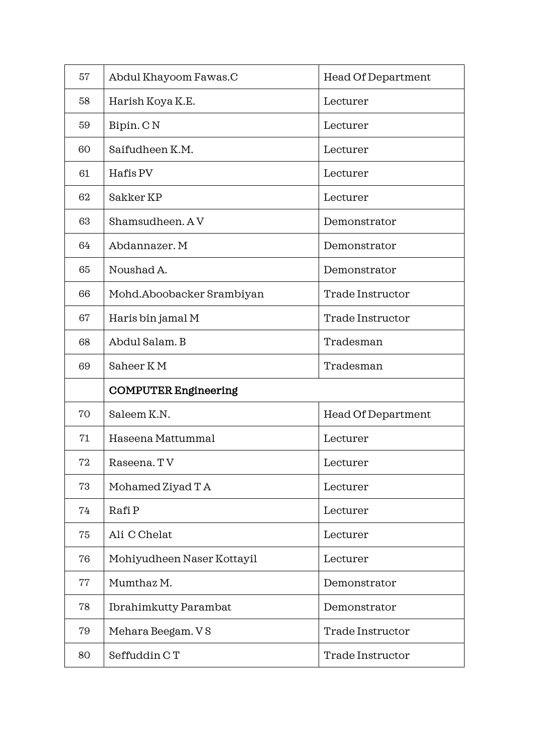| 57 | Abdul Khayoom Fawas.C | Head Of Department |
|---|---|---|
| 58 | Harish Koya K.E. | Lecturer |
| 59 | Bipin. C N | Lecturer |
| 60 | Saifudheen K.M. | Lecturer |
| 61 | Hafis PV | Lecturer |
| 62 | Sakker KP | Lecturer |
| 63 | Shamsudheen. A V | Demonstrator |
| 64 | Abdannazer. M | Demonstrator |
| 65 | Noushad A. | Demonstrator |
| 66 | Mohd.Aboobacker Srambiyan | Trade Instructor |
| 67 | Haris bin jamal M | Trade Instructor |
| 68 | Abdul Salam. B | Tradesman |
| 69 | Saheer K M | Tradesman |
| | **COMPUTER Engineering** | |
| 70 | Saleem K.N. | Head Of Department |
| 71 | Haseena Mattummal | Lecturer |
| 72 | Raseena. T V | Lecturer |
| 73 | Mohamed Ziyad T A | Lecturer |
| 74 | Rafi P | Lecturer |
| 75 | Ali C Chelat | Lecturer |
| 76 | Mohiyudheen Naser Kottayil | Lecturer |
| 77 | Mumthaz M. | Demonstrator |
| 78 | Ibrahimkutty Parambat | Demonstrator |
| 79 | Mehara Beegam. V S | Trade Instructor |
| 80 | Seffuddin C T | Trade Instructor |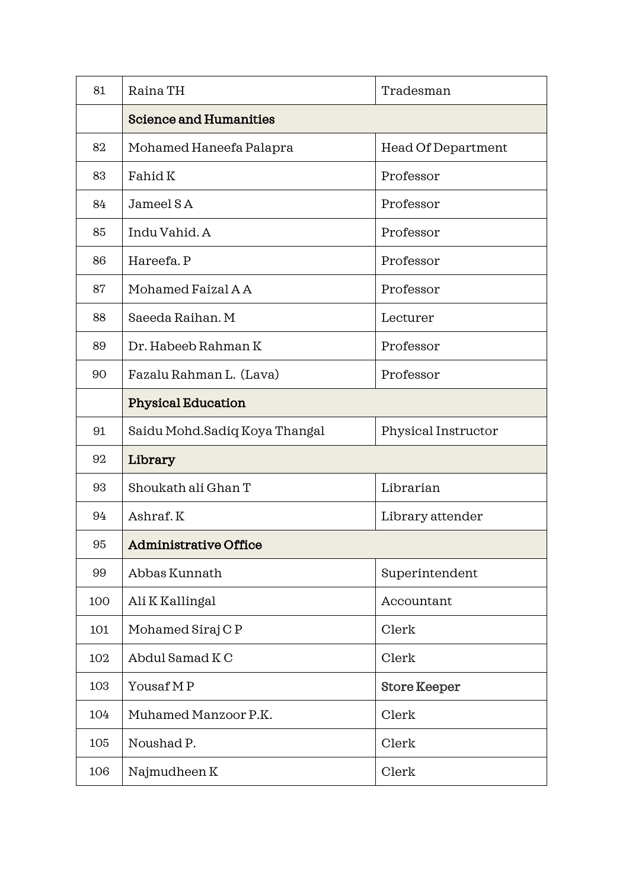| 81 | Raina TH | Tradesman |
|---|---|---|
| | **Science and Humanities** | |
| 82 | Mohamed Haneefa Palapra | Head Of Department |
| 83 | Fahid K | Professor |
| 84 | Jameel S A | Professor |
| 85 | Indu Vahid. A | Professor |
| 86 | Hareefa. P | Professor |
| 87 | Mohamed Faizal A A | Professor |
| 88 | Saeeda Raihan. M | Lecturer |
| 89 | Dr. Habeeb Rahman K | Professor |
| 90 | Fazalu Rahman L. (Lava) | Professor |
| | **Physical Education** | |
| 91 | Saidu Mohd.Sadiq Koya Thangal | Physical Instructor |
| 92 | **Library** | |
| 93 | Shoukath ali Ghan T | Librarian |
| 94 | Ashraf. K | Library attender |
| 95 | **Administrative Office** | |
| 99 | Abbas Kunnath | Superintendent |
| 100 | Ali K Kallingal | Accountant |
| 101 | Mohamed Siraj C P | Clerk |
| 102 | Abdul Samad K C | Clerk |
| 103 | Yousaf M P | Store Keeper |
| 104 | Muhamed Manzoor P.K. | Clerk |
| 105 | Noushad P. | Clerk |
| 106 | Najmudheen K | Clerk |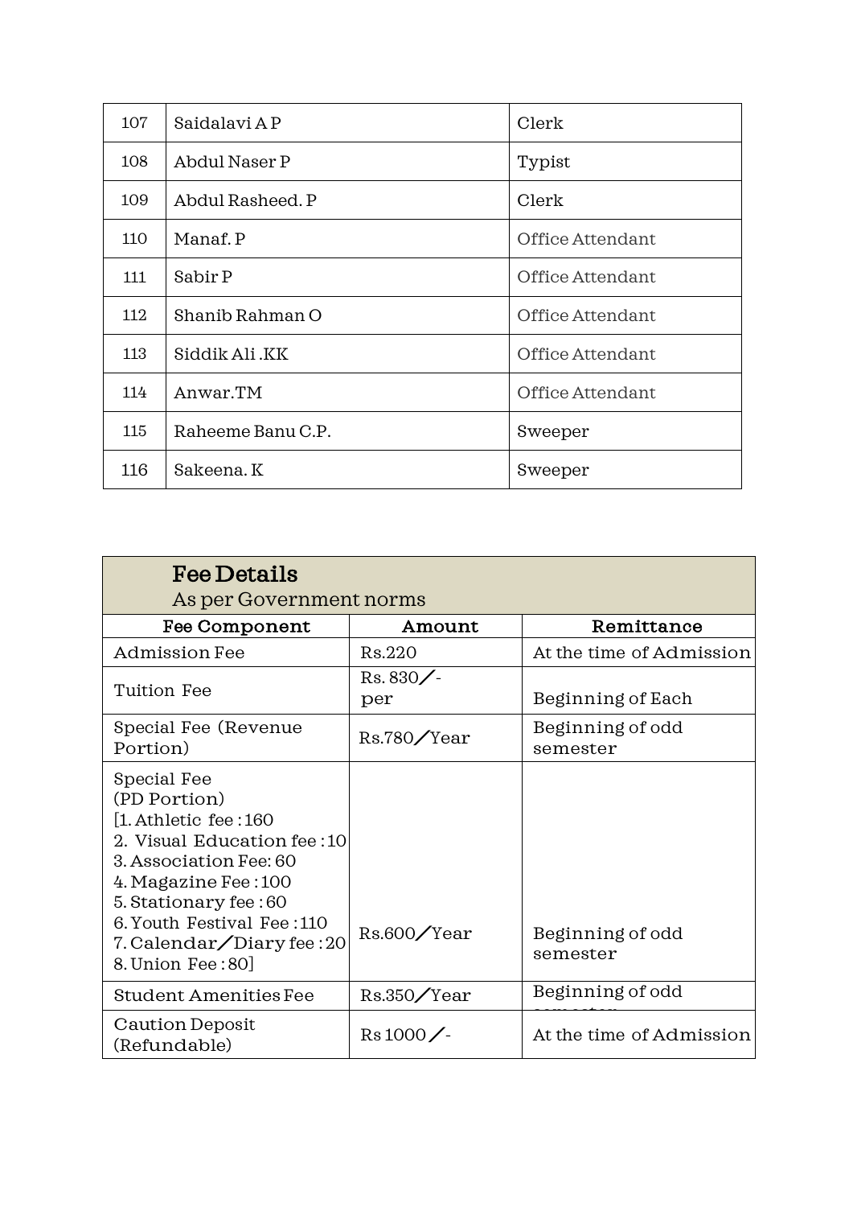| 107 | Saidalavi A P | Clerk |
|---|---|---|
| 108 | Abdul Naser P | Typist |
| 109 | Abdul Rasheed. P | Clerk |
| 110 | Manaf. P | Office Attendant |
| 111 | Sabir P | Office Attendant |
| 112 | Shanib Rahman O | Office Attendant |
| 113 | Siddik Ali .KK | Office Attendant |
| 114 | Anwar.TM | Office Attendant |
| 115 | Raheeme Banu C.P. | Sweeper |
| 116 | Sakeena. K | Sweeper |

## Fee Details

As per Government norms

| Fee Component | Amount | Remittance |
|---|---|---|
| Admission Fee | Rs.220 | At the time of Admission |
| Tuition Fee | Rs. 830/- per | Beginning of Each |
| Special Fee (Revenue Portion) | Rs.780/Year | Beginning of odd semester |
| Special Fee (PD Portion) [1. Athletic fee : 160 2. Visual Education fee : 10 3. Association Fee: 60 4. Magazine Fee : 100 5. Stationary fee : 60 6. Youth Festival Fee : 110 7. Calendar/Diary fee : 20 8. Union Fee : 80] | Rs.600/Year | Beginning of odd semester |
| Student Amenities Fee | Rs.350/Year | Beginning of odd semester |
| Caution Deposit (Refundable) | Rs 1000/- | At the time of Admission |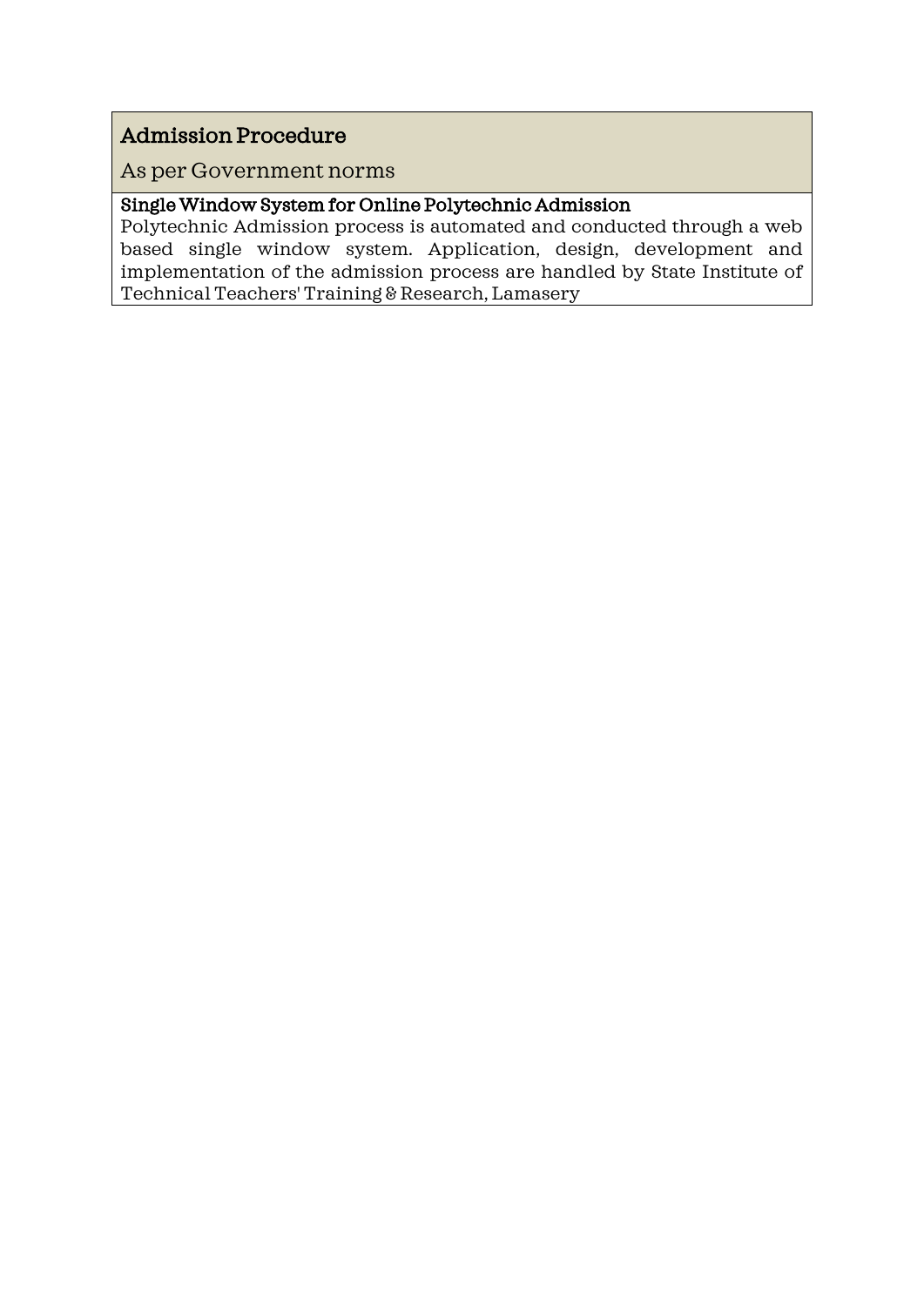## Admission Procedure

As per Government norms

**Single Window System for Online Polytechnic Admission**

Polytechnic Admission process is automated and conducted through a web based single window system. Application, design, development and implementation of the admission process are handled by State Institute of Technical Teachers' Training & Research, Lamasery